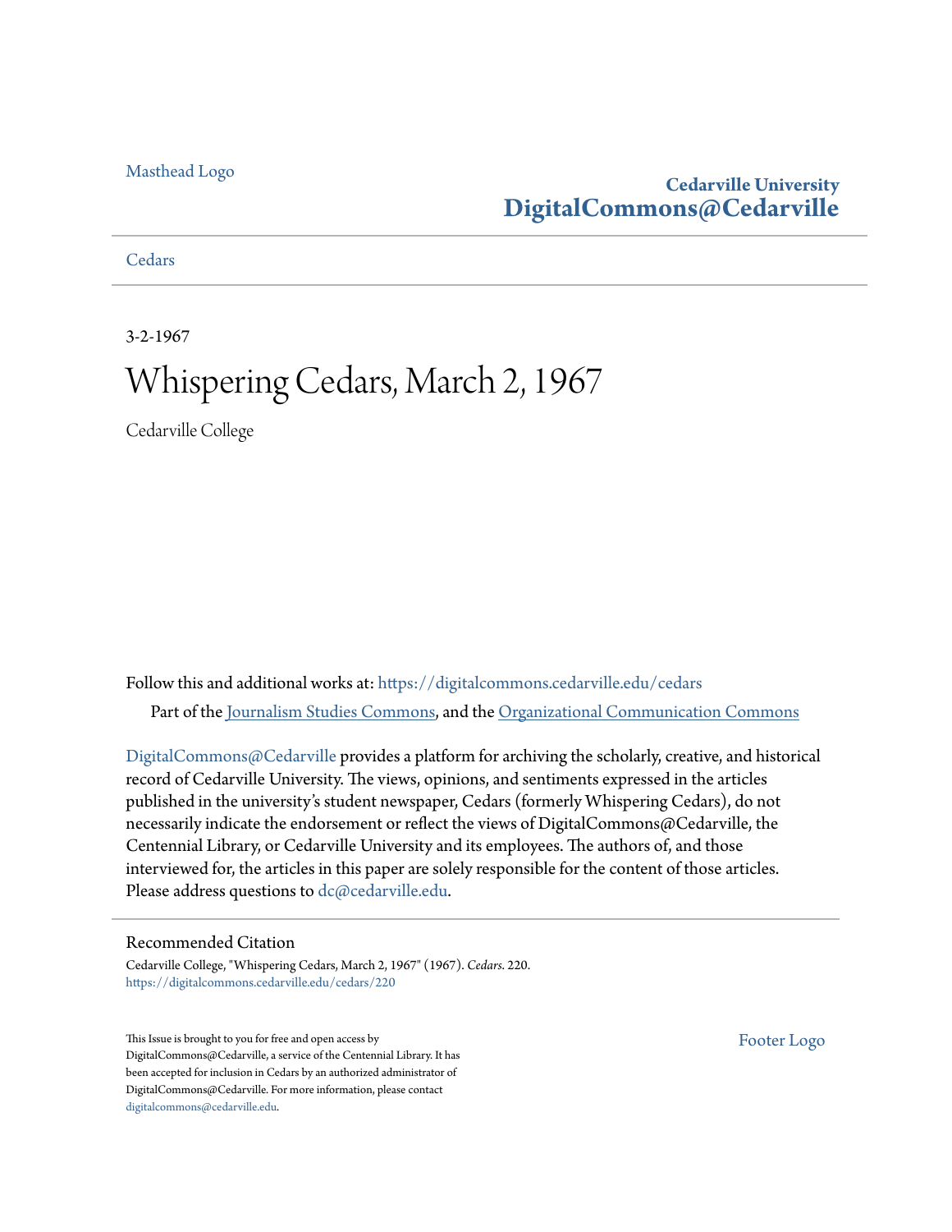Masthead Logo

**Cedarville University**
**DigitalCommons@Cedarville**

Cedars

3-2-1967

# Whispering Cedars, March 2, 1967

Cedarville College

Follow this and additional works at: https://digitalcommons.cedarville.edu/cedars

Part of the Journalism Studies Commons, and the Organizational Communication Commons

DigitalCommons@Cedarville provides a platform for archiving the scholarly, creative, and historical record of Cedarville University. The views, opinions, and sentiments expressed in the articles published in the university's student newspaper, Cedars (formerly Whispering Cedars), do not necessarily indicate the endorsement or reflect the views of DigitalCommons@Cedarville, the Centennial Library, or Cedarville University and its employees. The authors of, and those interviewed for, the articles in this paper are solely responsible for the content of those articles. Please address questions to dc@cedarville.edu.

## Recommended Citation

Cedarville College, "Whispering Cedars, March 2, 1967" (1967). *Cedars*. 220.
https://digitalcommons.cedarville.edu/cedars/220

This Issue is brought to you for free and open access by DigitalCommons@Cedarville, a service of the Centennial Library. It has been accepted for inclusion in Cedars by an authorized administrator of DigitalCommons@Cedarville. For more information, please contact digitalcommons@cedarville.edu.

Footer Logo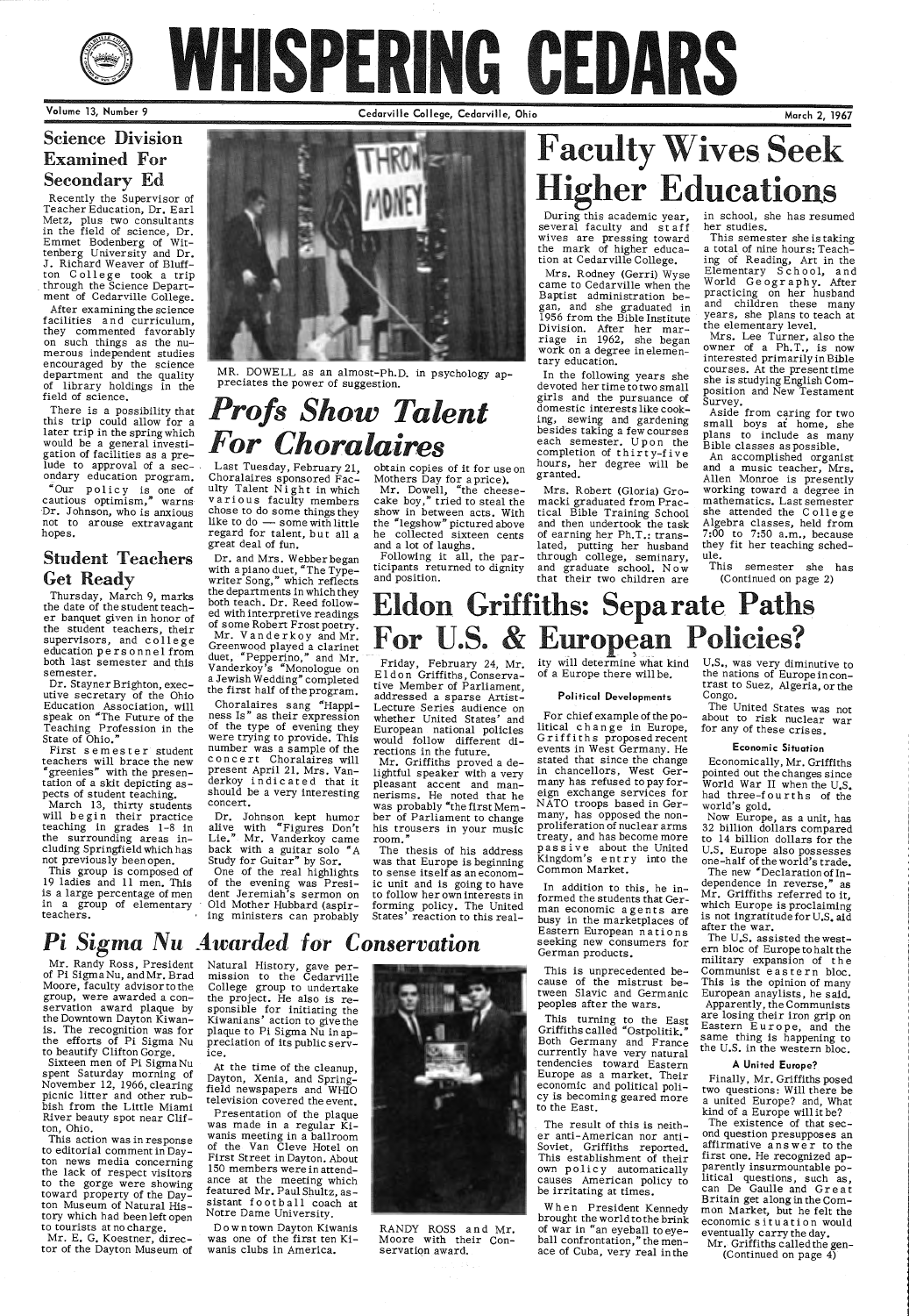# WHISPERING CEDARS

Volume 13, Number 9 — Cedarville College, Cedarville, Ohio — March 2, 1967

## Science Division Examined For Secondary Ed

Recently the Supervisor of Teacher Education, Dr. Earl Metz, plus two consultants in the field of science, Dr. Emmet Bodenberg of Wittenberg University and Dr. J. Richard Weaver of Bluffton College took a trip through the Science Department of Cedarville College.

After examining the science facilities and curriculum, they commented favorably on such things as the numerous independent studies encouraged by the science department and the quality of library holdings in the field of science.

There is a possibility that this trip could allow for a later trip in the spring which would be a general investigation of facilities as a prelude to approval of a secondary education program.

"Our policy is one of cautious optimism," warns Dr. Johnson, who is anxious not to arouse extravagant hopes.

## Student Teachers Get Ready

Thursday, March 9, marks the date of the student teacher banquet given in honor of the student teachers, their supervisors, and college education personnel from both last semester and this semester.

Dr. Stayner Brighton, executive secretary of the Ohio Education Association, will speak on "The Future of the Teaching Profession in the State of Ohio."

First semester student teachers will brace the new "greenies" with the presentation of a skit depicting aspects of student teaching.

March 13, thirty students will begin their practice teaching in grades 1-8 in the surrounding areas including Springfield which has not previously been open.

This group is composed of 19 ladies and 11 men. This is a large percentage of men in a group of elementary teachers.

MR. DOWELL as an almost-Ph.D. in psychology appreciates the power of suggestion.

## *Profs Show Talent For Choralaires*

Last Tuesday, February 21, Choralaires sponsored Faculty Talent Night in which various faculty members chose to do some things they like to do — some with little regard for talent, but all a great deal of fun.

Dr. and Mrs. Webber began with a piano duet, "The Typewriter Song," which reflects the departments in which they both teach. Dr. Reed followed with interpretive readings of some Robert Frost poetry.

Mr. Vanderkoy and Mr. Greenwood played a clarinet duet, "Pepperino," and Mr. Vanderkoy's "Monologue on a Jewish Wedding" completed the first half of the program.

Choralaires sang "Happiness Is" as their expression of the type of evening they were trying to provide. This number was a sample of the concert Choralaires will present April 21. Mrs. Vanderkoy indicated that it should be a very interesting concert.

Dr. Johnson kept humor alive with "Figures Don't Lie." Mr. Vanderkoy came back with a guitar solo "A Study for Guitar" by Sor.

One of the real highlights of the evening was President Jeremiah's sermon on Old Mother Hubbard (aspiring ministers can probably obtain copies of it for use on Mothers Day for a price).

Mr. Dowell, "the cheesecake boy," tried to steal the show in between acts. With the "legshow" pictured above he collected sixteen cents and a lot of laughs.

Following it all, the participants returned to dignity and position.

## Faculty Wives Seek Higher Educations

During this academic year, several faculty and staff wives are pressing toward the mark of higher education at Cedarville College.

Mrs. Rodney (Gerri) Wyse came to Cedarville when the Baptist administration began, and she graduated in 1956 from the Bible Institute Division. After her marriage in 1962, she began work on a degree in elementary education.

In the following years she devoted her time to two small girls and the pursuance of domestic interests like cooking, sewing and gardening besides taking a few courses each semester. Upon the completion of thirty-five hours, her degree will be granted.

Mrs. Robert (Gloria) Gromacki graduated from Practical Bible Training School and then undertook the task of earning her Ph.T.: translated, putting her husband through college, seminary, and graduate school. Now that their two children are in school, she has resumed her studies.

This semester she is taking a total of nine hours: Teaching of Reading, Art in the Elementary School, and World Geography. After practicing on her husband and children these many years, she plans to teach at the elementary level.

Mrs. Lee Turner, also the owner of a Ph.T., is now interested primarily in Bible courses. At the present time she is studying English Composition and New Testament Survey.

Aside from caring for two small boys at home, she plans to include as many Bible classes as possible.

An accomplished organist and a music teacher, Mrs. Allen Monroe is presently working toward a degree in mathematics. Last semester she attended the College Algebra classes, held from 7:00 to 7:50 a.m., because they fit her teaching schedule.

This semester she has (Continued on page 2)

## Eldon Griffiths: Separate Paths For U.S. & European Policies?

Friday, February 24, Mr. Eldon Griffiths, Conservative Member of Parliament, addressed a sparse Artist-Lecture Series audience on whether United States' and European national policies would follow different directions in the future.

Mr. Griffiths proved a delightful speaker with a very pleasant accent and mannerisms. He noted that he was probably "the first Member of Parliament to change his trousers in your music room."

The thesis of his address was that Europe is beginning to sense itself as an economic unit and is going to have to follow her own interests in forming policy. The United States' reaction to this reality will determine what kind of a Europe there will be.

### Political Developments

For chief example of the political change in Europe, Griffiths proposed recent events in West Germany. He stated that since the change in chancellors, West Germany has refused to pay foreign exchange services for NATO troops based in Germany, has opposed the nonproliferation of nuclear arms treaty, and has become more passive about the United Kingdom's entry into the Common Market.

In addition to this, he informed the students that German economic agents are busy in the marketplaces of Eastern European nations seeking new consumers for German products.

This is unprecedented because of the mistrust between Slavic and Germanic peoples after the wars.

This turning to the East Griffiths called "Ostpolitik." Both Germany and France currently have very natural tendencies toward Eastern Europe as a market. Their economic and political policy is becoming geared more to the East.

The result of this is neither anti-American nor anti-Soviet, Griffiths reported. This establishment of their own policy automatically causes American policy to be irritating at times.

When President Kennedy brought the world to the brink of war in "an eyeball to eyeball confrontation," the menace of Cuba, very real in the U.S., was very diminutive to the nations of Europe in contrast to Suez, Algeria, or the Congo.

The United States was not about to risk nuclear war for any of these crises.

### Economic Situation

Economically, Mr. Griffiths pointed out the changes since World War II when the U.S. had three-fourths of the world's gold.

Now Europe, as a unit, has 32 billion dollars compared to 14 billion dollars for the U.S. Europe also possesses one-half of the world's trade.

The new "Declaration of Independence in reverse," as Mr. Griffiths referred to it, which Europe is proclaiming is not ingratitude for U.S. aid after the war.

The U.S. assisted the western bloc of Europe to halt the military expansion of the Communist eastern bloc. This is the opinion of many European anaylists, he said. Apparently, the Communists are losing their iron grip on Eastern Europe, and the same thing is happening to the U.S. in the western bloc.

### A United Europe?

Finally, Mr. Griffiths posed two questions: Will there be a united Europe? and, What kind of a Europe will it be?

The existence of that second question presupposes an affirmative answer to the first one. He recognized apparently insurmountable political questions, such as, can De Gaulle and Great Britain get along in the Common Market, but he felt the economic situation would eventually carry the day.

Mr. Griffiths called the gen- (Continued on page 4)

## *Pi Sigma Nu Awarded for Conservation*

Mr. Randy Ross, President of Pi Sigma Nu, and Mr. Brad Moore, faculty advisor to the group, were awarded a conservation award plaque by the Downtown Dayton Kiwanis. The recognition was for the efforts of Pi Sigma Nu to beautify Clifton Gorge.

Sixteen men of Pi Sigma Nu spent Saturday morning of November 12, 1966, clearing picnic litter and other rubbish from the Little Miami River beauty spot near Clifton, Ohio.

This action was in response to editorial comment in Dayton news media concerning the lack of respect visitors to the gorge were showing toward property of the Dayton Museum of Natural History which had been left open to tourists at no charge.

Mr. E. G. Koestner, director of the Dayton Museum of Natural History, gave permission to the Cedarville College group to undertake the project. He also is responsible for initiating the Kiwanians' action to give the plaque to Pi Sigma Nu in appreciation of its public service.

At the time of the cleanup, Dayton, Xenia, and Springfield newspapers and WHIO television covered the event.

Presentation of the plaque was made in a regular Kiwanis meeting in a ballroom of the Van Cleve Hotel on First Street in Dayton. About 150 members were in attendance at the meeting which featured Mr. Paul Shultz, assistant football coach at Notre Dame University.

Downtown Dayton Kiwanis was one of the first ten Kiwanis clubs in America.

RANDY ROSS and Mr. Moore with their Conservation award.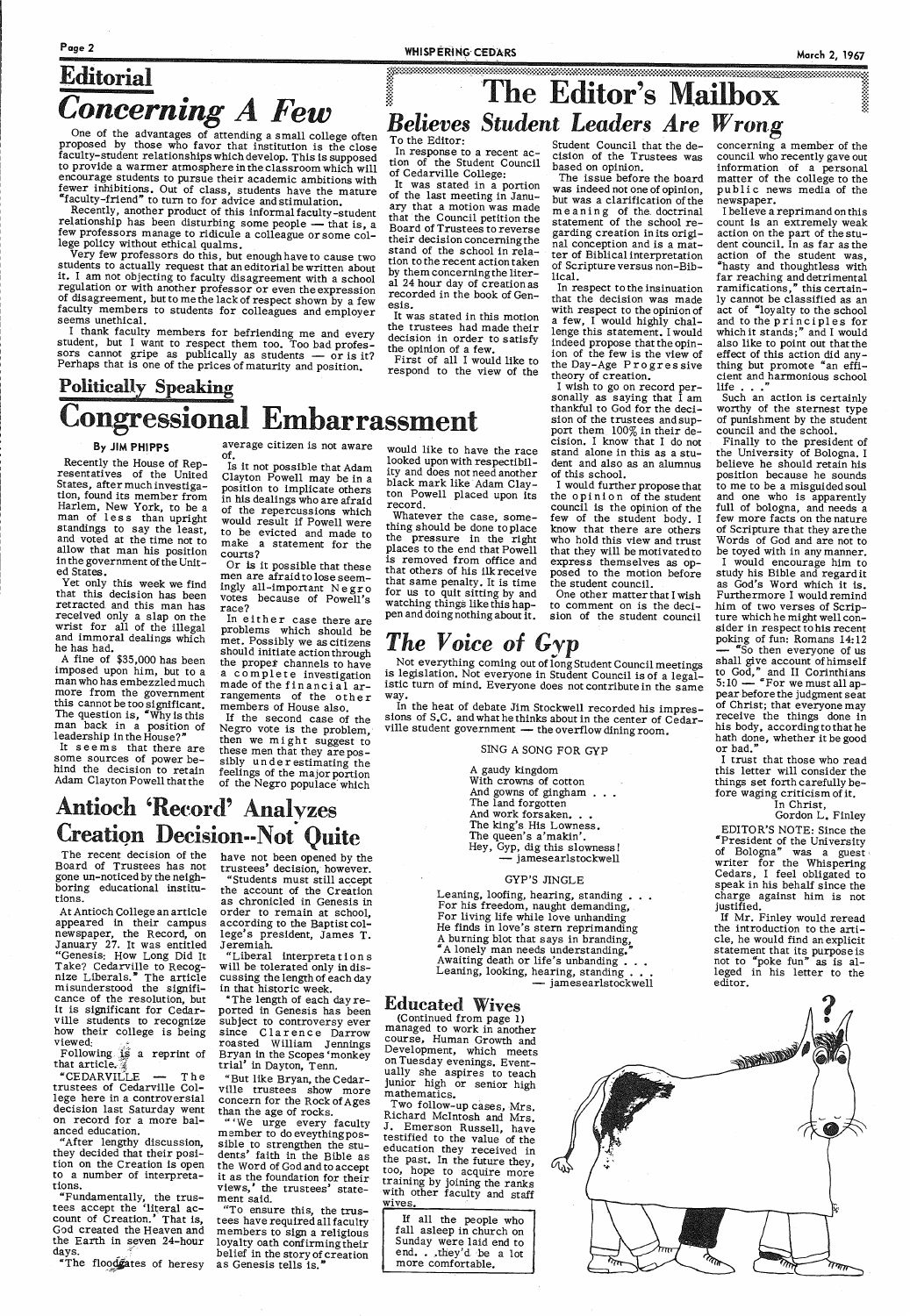## Editorial

# Concerning A Few

One of the advantages of attending a small college often proposed by those who favor that institution is the close faculty-student relationships which develop. This is supposed to provide a warmer atmosphere in the classroom which will encourage students to pursue their academic ambitions with fewer inhibitions. Out of class, students have the mature "faculty-friend" to turn to for advice and stimulation.

Recently, another product of this informal faculty-student relationship has been disturbing some people — that is, a few professors manage to ridicule a colleague or some college policy without ethical qualms.

Very few professors do this, but enough have to cause two students to actually request that an editorial be written about it. I am not objecting to faculty disagreement with a school regulation or with another professor or even the expression of disagreement, but to me the lack of respect shown by a few faculty members to students for colleagues and employer seems unethical.

I thank faculty members for befriending me and every student, but I want to respect them too. Too bad professors cannot gripe as publically as students — or is it? Perhaps that is one of the prices of maturity and position.

## Politically Speaking

# Congressional Embarrassment

**By JIM PHIPPS**

Recently the House of Representatives of the United States, after much investigation, found its member from Harlem, New York, to be a man of less than upright standings to say the least, and voted at the time not to allow that man his position in the government of the United States.

Yet only this week we find that this decision has been retracted and this man has received only a slap on the wrist for all of the illegal and immoral dealings which he has had.

A fine of $35,000 has been imposed upon him, but to a man who has embezzled much more from the government this cannot be too significant. The question is, "Why is this man back in a position of leadership in the House?"

It seems that there are some sources of power behind the decision to retain Adam Clayton Powell that the average citizen is not aware of.

Is it not possible that Adam Clayton Powell may be in a position to implicate others in his dealings who are afraid of the repercussions which would result if Powell were to be evicted and made to make a statement for the courts?

Or is it possible that these men are afraid to lose seemingly all-important Negro votes because of Powell's race?

In either case there are problems which should be met. Possibly we as citizens should initiate action through the proper channels to have a complete investigation made of the financial arrangements of the other members of House also.

If the second case of the Negro vote is the problem, then we might suggest to these men that they are possibly underestimating the feelings of the major portion of the Negro populace which would like to have the race looked upon with respectibility and does not need another black mark like Adam Clayton Powell placed upon its record.

Whatever the case, something should be done to place the pressure in the right places to the end that Powell is removed from office and that others of his ilk receive that same penalty. It is time for us to quit sitting by and watching things like this happen and doing nothing about it.

# Antioch 'Record' Analyzes Creation Decision--Not Quite

The recent decision of the Board of Trustees has not gone un-noticed by the neighboring educational institutions.

At Antioch College an article appeared in their campus newspaper, the Record, on January 27. It was entitled "Genesis: How Long Did It Take? Cedarville to Recognize Liberals." The article misunderstood the significance of the resolution, but it is significant for Cedarville students to recognize how their college is being viewed.

Following is a reprint of that article.

"CEDARVILLE — The trustees of Cedarville College here in a controversial decision last Saturday went on record for a more balanced education.

"After lengthy discussion, they decided that their position on the Creation is open to a number of interpretations.

"Fundamentally, the trustees accept the 'literal account of Creation.' That is, God created the Heaven and the Earth in seven 24-hour days.

"The floodgates of heresy have not been opened by the trustees' decision, however.

"Students must still accept the account of the Creation as chronicled in Genesis in order to remain at school, according to the Baptist college's president, James T. Jeremiah.

"Liberal interpretations will be tolerated only in discussing the length of each day in that historic week.

"The length of each day reported in Genesis has been subject to controversy ever since Clarence Darrow roasted William Jennings Bryan in the Scopes 'monkey trial' in Dayton, Tenn.

"But like Bryan, the Cedarville trustees show more concern for the Rock of Ages than the age of rocks.

"'We urge every faculty member to do everything possible to strengthen the students' faith in the Bible as the Word of God and to accept it as the foundation for their views,' the trustees' statement said.

"To ensure this, the trustees have required all faculty members to sign a religious loyalty oath confirming their belief in the story of creation as Genesis tells is."

# The Editor's Mailbox

## Believes Student Leaders Are Wrong

To the Editor:

In response to a recent action of the Student Council of Cedarville College:

It was stated in a portion of the last meeting in January that a motion was made that the Council petition the Board of Trustees to reverse their decision concerning the stand of the school in relation to the recent action taken by them concerning the literal 24 hour day of creation as recorded in the book of Genesis.

It was stated in this motion the trustees had made their decision in order to satisfy the opinion of a few.

First of all I would like to respond to the view of the Student Council that the decision of the Trustees was based on opinion.

The issue before the board was indeed not one of opinion, but was a clarification of the meaning of the doctrinal statement of the school regarding creation in its original conception and is a matter of Biblical interpretation of Scripture versus non-Biblical.

In respect to the insinuation that the decision was made with respect to the opinion of a few, I would highly challenge this statement. I would indeed propose that the opinion of the few is the view of the Day-Age Progressive theory of creation.

I wish to go on record personally as saying that I am thankful to God for the decision of the trustees and support them 100% in their decision. I know that I do not stand alone in this as a student and also as an alumnus of this school.

I would further propose that the opinion of the student council is the opinion of the few of the student body. I know that there are others who hold this view and trust that they will be motivated to express themselves as opposed to the motion before the student council.

One other matter that I wish to comment on is the decision of the student council concerning a member of the council who recently gave out information of a personal matter of the college to the public news media of the newspaper.

I believe a reprimand on this count is an extremely weak action on the part of the student council. In as far as the action of the student was, "hasty and thoughtless with far reaching and detrimental ramifications," this certainly cannot be classified as an act of "loyalty to the school and to the principles for which it stands;" and I would also like to point out that the effect of this action did anything but promote "an efficient and harmonious school life . . ."

Such an action is certainly worthy of the sternest type of punishment by the student council and the school.

Finally to the president of the University of Bologna. I believe he should retain his position because he sounds to me to be a misguided soul and one who is apparently full of bologna, and needs a few more facts on the nature of Scripture that they are the Words of God and are not to be toyed with in any manner.

I would encourage him to study his Bible and regard it as God's Word which it is. Furthermore I would remind him of two verses of Scripture which he might well consider in respect to his recent poking of fun: Romans 14:12 — "So then everyone of us shall give account of himself to God," and II Corinthians 5:10 — "For we must all appear before the judgment seat of Christ; that everyone may receive the things done in his body, according to that he hath done, whether it be good or bad."

I trust that those who read this letter will consider the things set forth carefully before waging criticism of it.

In Christ,
Gordon L. Finley

EDITOR'S NOTE: Since the "President of the University of Bologna" was a guest writer for the Whispering Cedars, I feel obligated to speak in his behalf since the charge against him is not justified.

If Mr. Finley would reread the introduction to the article, he would find an explicit statement that its purpose is not to "poke fun" as is alleged in his letter to the editor.

# The Voice of Gyp

Not everything coming out of long Student Council meetings is legislation. Not everyone in Student Council is of a legalistic turn of mind. Everyone does not contribute in the same way.

In the heat of debate Jim Stockwell recorded his impressions of S.C. and what he thinks about in the center of Cedarville student government — the overflow dining room.

SING A SONG FOR GYP

A gaudy kingdom
With crowns of cotton
And gowns of gingham . . .
The land forgotten
And work forsaken. . .
The king's His Lowness.
The queen's a'makin'.
Hey, Gyp, dig this slowness!
— jamesearlstockwell

GYP'S JINGLE

Leaning, loofing, hearing, standing . . .
For his freedom, naught demanding,
For living life while love unhanding
He finds in love's stern reprimanding
A burning blot that says in branding,
"A lonely man needs understanding."
Awaiting death or life's unbanding . . .
Leaning, looking, hearing, standing . . .
— jamesearlstockwell

## Educated Wives

(Continued from page 1)

managed to work in another course, Human Growth and Development, which meets on Tuesday evenings. Eventually she aspires to teach junior high or senior high mathematics.

Two follow-up cases, Mrs. Richard McIntosh and Mrs. J. Emerson Russell, have testified to the value of the education they received in the past. In the future they, too, hope to acquire more training by joining the ranks with other faculty and staff wives.

If all the people who fall asleep in church on Sunday were laid end to end. . .they'd be a lot more comfortable.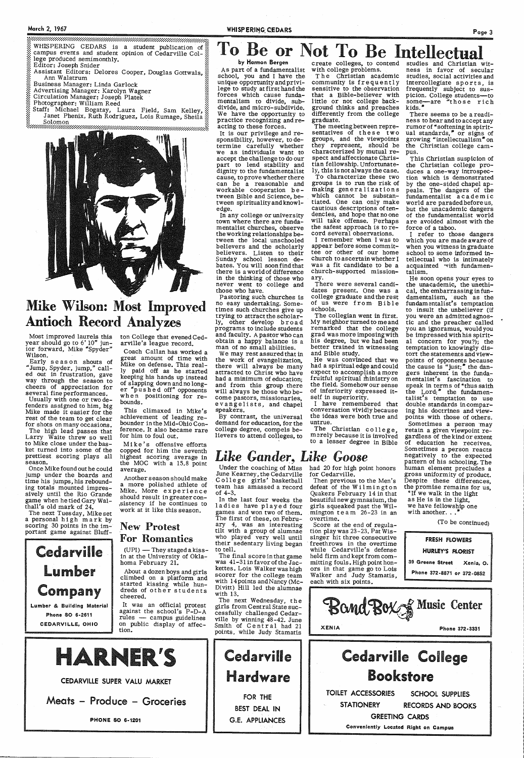WHISPERING CEDARS is a student publication of campus events and student opinion of Cedarville College produced semimonthly.
Editor: Joseph Snider
Assistant Editors: Delores Cooper, Douglas Gottwals, Ann Walstrum
Business Manager: Linda Garlock
Advertising Manager: Karolyn Wagner
Circulation Manager: Joseph Platek
Photographer: William Reed
Staff: Michael Bogatay, Laura Field, Sam Kelley, Janet Phenix, Ruth Rodriguez, Lois Rumage, Sheila Solomon

# Mike Wilson: Most Improved Antioch Record Analyzes

Most improved laurels this year should go to 6' 10" junior forward, Mike "Spyder" Wilson.

Early season shouts of "Jump, Spyder, jump," called out in frustration, gave way through the season to cheers of appreciation for several fine performances.

Usually with one or two defenders assigned to him, big Mike made it easier for the rest of the team to get clear for shots on many occasions. The high lead passes that Larry Waite threw so well to Mike close under the basket turned into some of the prettiest scoring plays all season.

Once Mike found out he could jump under the boards and time his jumps, his rebounding totals mounted impressively until the Rio Grande game when he tied Gary Walthall's old mark of 24.

The next Tuesday, Mike set a personal high mark by scoring 30 points in the important game against Bluffton College that evened Cedarville's league record.

Coach Callan has worked a great amount of time with Mike on defense. This really paid off as he started keeping his hands up instead of slapping down and no longer "pushed off" opponents when positioning for rebounds.

This climaxed in Mike's achievement of leading rebounder in the Mid-Ohio Conference. It also became rare for him to foul out.

Mike's offensive efforts copped for him the seventh highest scoring average in the MOC with a 15.8 point average.

Another season should make a more polished athlete of Mike. More experience should result in greater consistency if he continues to work at it like this season.

## New Protest For Romantics

(UPI) — They staged a kiss-in at the University of Oklahoma February 21.

About a dozen boys and girls climbed on a platform and started kissing while hundreds of other students cheered.

It was an official protest against the school's P-D-A rules — campus guidelines on public display of affection.

# To Be or Not To Be Intellectual

**by Harmon Bergen**

As part of a fundamentalist school, you and I have the unique opportunity and privilege to study at first hand the forces which cause fundamentalism to divide, subdivide, and micro-subdivide. We have the opportunity to practice recognizing and reacting to these forces.

It is our privilege and responsibility, however, to determine carefully whether we as individuals want to accept the challenge to do our part to lend stability and dignity to the fundamentalist cause, to prove whether there can be a reasonable and workable cooperation between Bible and Science, between spirituality and knowledge.

In any college or university town where there are fundamentalist churches, observe the working relationships between the local unschooled believers and the scholarly believers. Listen to their Sunday school lesson debates. You will soon find that there is a world of difference in the thinking of those who never went to college and those who have.

Pastoring such churches is no easy undertaking. Sometimes such churches give up trying to attract the scholarly, other develop broad programs to include students and faculty. A pastor who can obtain a happy balance is a man of no small abilities.

We may rest assured that in the work of evangelization, there will always be many attracted to Christ who have had a minimum of education; and from this group there will always be those who become pastors, missionaries, evangelists, and chapel speakers.

By contrast, the universal demand for education, for the college degree, compels believers to attend colleges, to create colleges, to contend with college problems.

The Christian academic community is frequently sensitive to the observation that a Bible-believer with little or not college background thinks and preaches differently from the college graduate.

The meeting between representatives of these two groups, and the viewpoints they represent, should be characterized by mutual respect and affectionate Christian fellowship. Unfortunately, this is not always the case.

To characterize these two groups is to run the risk of making generalizations which cannot be substantiated. One can only make cautious descriptions of tendencies, and hope that no one will take offense. Perhaps the safest approach is to record several observations.

I remember when I was to appear before some committee or other of our home church to ascertain whether I was a fit candidate to be a church-supported missionary.

There were several candidates present. One was a college graduate and the rest of us were from Bible schools.

The collegian went in first. My neighbor turned to me and remarked that the college grad was more imposing with his degree, but we had been better trained in witnessing and Bible study.

He was convinced that we had a spiritual edge and could expect to accomplish a more fruitful spiritual ministry on the field. Somehow our sense of inferiority expressed itself in superiority.

I have remembered that conversation vividly because the ideas were both true and untrue.

The Christian college, merely because it is involved to a lesser degree in Bible studies and Christian witness in favor of secular studies, social activities and intercollegiate sports, is frequently subject to suspicion. College students—to some—are "those rich kids."

There seems to be a readiness to hear and to accept any rumor of "softening in spiritual standards," or signs of growing "intellectualism" on the Christian college campus.

This Christian suspicion of the Christian college produces a one-way introspection which is demonstrated by the one-sided chapel appeals. The dangers of the fundamentalist academic world are paraded before us, but the unacademic dangers of the fundamentalist world are avoided almost with the force of a taboo.

I refer to those dangers which you are made aware of when you witness in graduate school to some informed intellectual who is intimately acquainted with fundamentalism.

He soon opens your eyes to the unacademic, the unethical, the embarrassing in fundamentalism, such as the fundamentalist's temptation to insult the unbeliever (if you were an admitted agnostic and the preacher called you an ignoramus, would you be impressed with his spiritual concern for you?); the temptation to knowingly distort the statements and viewpoints of opponents because the cause is "just;" the dangers inherent in the fundamentalist's fascination to speak in terms of "thus saith the Lord;" the fundamentalist's temptation to use double standards in comparing his doctrines and viewpoints with those of others.

Sometimes a person may retain a given viewpoint regardless of the kind or extent of education he receives. Sometimes a person reacts negatively to the expected pattern of his schooling. The human element precludes a gross uniformity of product. Despite these differences, the promise remains for us, "If we walk in the light as He is in the light, we have fellowship one with another. . ."

(To be continued)

# *Like Gander, Like Goose*

Under the coaching of Miss June Kearney, the Cedarville College girls' basketball team has amassed a record of 4-3.

In the last four weeks the ladies have played four games and won two of them. The first of these, on February 4, was an interesting tilt with a group of alumnae who played very well until their sedentary living began to tell.

The final score in that game was 41-31 in favor of the Jackettes. Lois Walker was high scorer for the college team with 14 points and Nancy (McDivitt) Hill led the alumnae with 13.

The next Wednesday, the girls from Central State successfully challenged Cedarville by winning 48-42. June Smith of Central had 21 points, while Judy Stamatis had 20 for high point honors for Cedarville.

Then previous to the Men's defeat of the Wilmington Quakers February 14 in that beautiful new gymnasium, the girls squeaked past the Wilmington team 26-23 in an overtime.

Score at the end of regulation play was 23-23. Pat Wissinger hit three consecutive freethrows in the overtime while Cedarville's defense held firm and kept from committing fouls. High point honors in that game go to Lois Walker and Judy Stamatis, each with six points.

**Cedarville Lumber Company**
Lumber & Building Material
Phone SO 6-2611
CEDARVILLE, OHIO

**FRESH FLOWERS**
**HURLEY'S FLORIST**
39 Greene Street Xenia, O.
Phone 372-8871 or 372-0852

**Band Box Music Center**
XENIA Phone 372-3331

**HARNER'S**
CEDARVILLE SUPER VALU MARKET
Meats – Produce – Groceries
PHONE SO 6-1201

**Cedarville Hardware**
FOR THE BEST DEAL IN G.E. APPLIANCES

**Cedarville College Bookstore**
TOILET ACCESSORIES SCHOOL SUPPLIES
STATIONERY RECORDS AND BOOKS
GREETING CARDS
Conveniently Located Right on Campus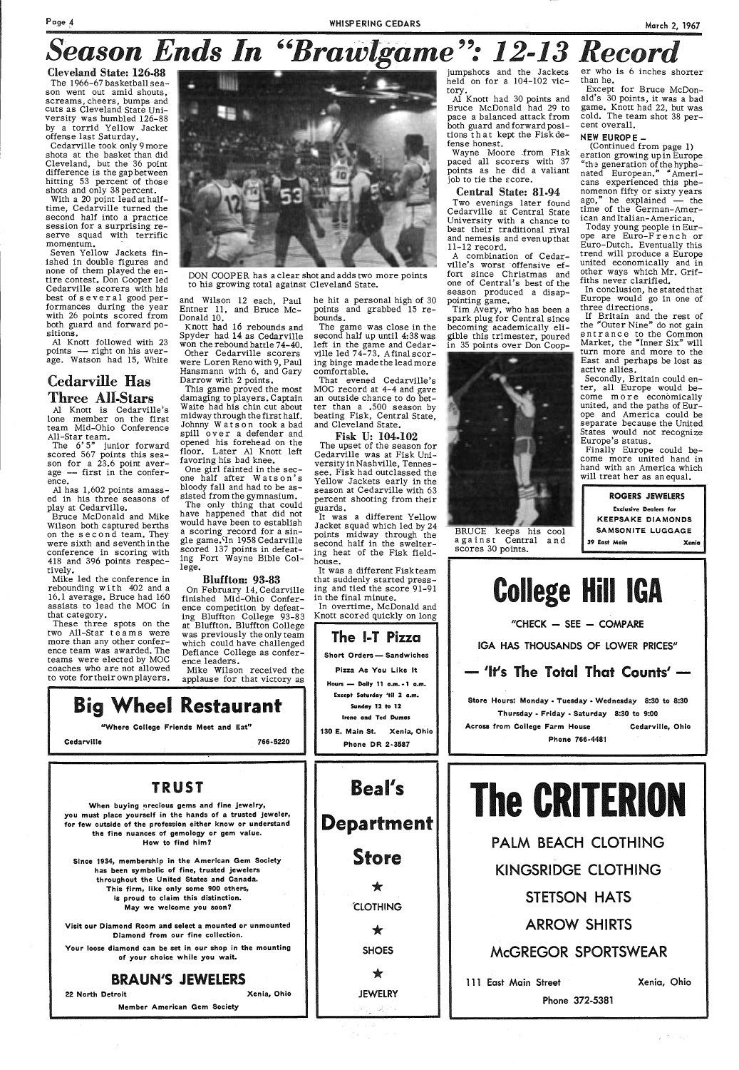# Season Ends In "Brawlgame": 12-13 Record

### Cleveland State: 126-88

The 1966-67 basketball season went out amid shouts, screams, cheers, bumps and cuts as Cleveland State University was humbled 126-88 by a torrid Yellow Jacket offense last Saturday.

Cedarville took only 9 more shots at the basket than did Cleveland, but the 36 point difference is the gap between hitting 53 percent of those shots and only 38 percent.

With a 20 point lead at halftime, Cedarville turned the second half into a practice session for a surprising reserve squad with terrific momentum.

Seven Yellow Jackets finished in double figures and none of them played the entire contest. Don Cooper led Cedarville scorers with his best of several good performances during the year with 26 points scored from both guard and forward positions.

Al Knott followed with 23 points — right on his average. Watson had 15, White and Wilson 12 each, Paul Entner 11, and Bruce McDonald 10.

Knott had 16 rebounds and Spyder had 14 as Cedarville won the rebound battle 74-40.

Other Cedarville scorers were Loren Reno with 9, Paul Hansmann with 6, and Gary Darrow with 2 points.

This game proved the most damaging to players. Captain Waite had his chin cut about midway through the first half. Johnny Watson took a bad spill over a defender and opened his forehead on the floor. Later Al Knott left favoring his bad knee.

One girl fainted in the second half after Watson's bloody fall and had to be assisted from the gymnasium.

The only thing that could have happened that did not would have been to establish a scoring record for a single game. In 1958 Cedarville scored 137 points in defeating Fort Wayne Bible College.

DON COOPER has a clear shot and adds two more points to his growing total against Cleveland State.

## Cedarville Has Three All-Stars

Al Knott is Cedarville's lone member on the first team Mid-Ohio Conference All-Star team.

The 6'5" junior forward scored 567 points this season for a 23.6 point average — first in the conference.

Al has 1,602 points amassed in his three seasons of play at Cedarville.

Bruce McDonald and Mike Wilson both captured berths on the second team. They were sixth and seventh in the conference in scoring with 418 and 396 points respectively.

Mike led the conference in rebounding with 402 and a 16.1 average. Bruce had 160 assists to lead the MOC in that category.

These three spots on the two All-Star teams were more than any other conference team was awarded. The teams were elected by MOC coaches who are not allowed to vote for their own players.

### Bluffton: 93-83

On February 14, Cedarville finished Mid-Ohio Conference competition by defeating Bluffton College 93-83 at Bluffton. Bluffton College was previously the only team which could have challenged Defiance College as conference leaders.

Mike Wilson received the applause for that victory as he hit a personal high of 30 points and grabbed 15 rebounds.

The game was close in the second half up until 4:38 was left in the game and Cedarville led 74-73. A final scoring binge made the lead more comfortable.

That evened Cedarville's MOC record at 4-4 and gave an outside chance to do better than a .500 season by beating Fisk, Central State, and Cleveland State.

### Fisk U: 104-102

The upset of the season for Cedarville was at Fisk University in Nashville, Tennessee. Fisk had outclassed the Yellow Jackets early in the season at Cedarville with 63 percent shooting from their guards.

It was a different Yellow Jacket squad which led by 24 points midway through the second half in the swelter-ing heat of the Fisk field-house.

It was a different Fisk team that suddenly started pressing and tied the score 91-91 in the final minute.

In overtime, McDonald and Knott scored quickly on long jumpshots and the Jackets held on for a 104-102 victory.

Al Knott had 30 points and Bruce McDonald had 29 to pace a balanced attack from both guard and forward positions that kept the Fisk defense honest.

Wayne Moore from Fisk paced all scorers with 37 points as he did a valiant job to tie the score.

### Central State: 81-94

Two evenings later found Cedarville at Central State University with a chance to beat their traditional rival and nemesis and even up that 11-12 record.

A combination of Cedarville's worst offensive effort since Christmas and one of Central's best of the season produced a disappointing game.

Tim Avery, who has been a spark plug for Central since becoming academically eligible this trimester, poured in 35 points over Don Cooper who is 6 inches shorter than he.

BRUCE keeps his cool against Central and scores 30 points.

Except for Bruce McDonald's 30 points, it was a bad game. Knott had 22, but was cold. The team shot 38 percent overall.

### NEW EUROPE —

(Continued from page 1)

eration growing up in Europe "the generation of the hyphenated European." "Americans experienced this phenomenon fifty or sixty years ago," he explained — the time of the German-American and Italian-American.

Today young people in Europe are Euro-French or Euro-Dutch. Eventually this trend will produce a Europe united economically and in other ways which Mr. Griffiths never clarified.

In conclusion, he stated that Europe would go in one of three directions.

If Britain and the rest of the "Outer Nine" do not gain entrance to the Common Market, the "Inner Six" will turn more and more to the East and perhaps be lost as active allies.

Secondly, Britain could enter, all Europe would become more economically united, and the paths of Europe and America could be separate because the United States would not recognize Europe's status.

Finally Europe could become more united hand in hand with an America which will treat her as an equal.

---

**ROGERS JEWELERS**
Exclusive Dealers for
KEEPSAKE DIAMONDS
SAMSONITE LUGGAGE
39 East Main — Xenia

---

# College Hill IGA

"CHECK — SEE — COMPARE

IGA HAS THOUSANDS OF LOWER PRICES"

— 'It's The Total That Counts' —

Store Hours: Monday - Tuesday - Wednesday 8:30 to 8:30
Thursday - Friday - Saturday 8:30 to 9:00
Across from College Farm House — Cedarville, Ohio
Phone 766-4481

---

## The I-T Pizza

Short Orders — Sandwiches
Pizza As You Like It
Hours — Daily 11 a.m. - 1 a.m.
Except Saturday 'til 2 a.m.
Sunday 12 to 12
Irene and Ted Dumas
130 E. Main St. Xenia, Ohio
Phone DR 2-3587

---

## Big Wheel Restaurant

"Where College Friends Meet and Eat"

Cedarville — 766-5220

---

## TRUST

When buying precious gems and fine jewelry, you must place yourself in the hands of a trusted jeweler, for few outside of the profession either know or understand the fine nuances of gemology or gem value. How to find him?

Since 1934, membership in the American Gem Society has been symbolic of fine, trusted jewelers throughout the United States and Canada. This firm, like only some 900 others, is proud to claim this distinction. May we welcome you soon?

Visit our Diamond Room and select a mounted or unmounted Diamond from our fine collection.

Your loose diamond can be set in our shop in the mounting of your choice while you wait.

## BRAUN'S JEWELERS

22 North Detroit — Xenia, Ohio
Member American Gem Society

---

## Beal's Department Store

★ CLOTHING
★ SHOES
★ JEWELRY

---

# The CRITERION

PALM BEACH CLOTHING
KINGSRIDGE CLOTHING
STETSON HATS
ARROW SHIRTS
McGREGOR SPORTSWEAR

111 East Main Street — Xenia, Ohio
Phone 372-5381